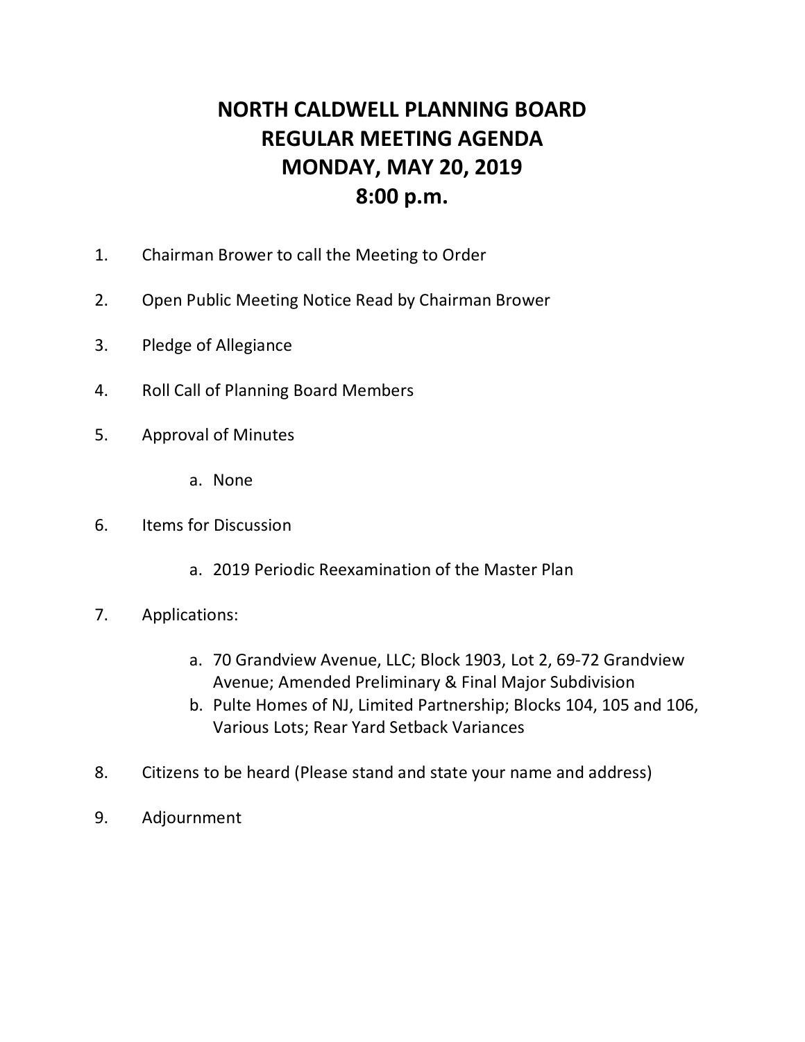# NORTH CALDWELL PLANNING BOARD
# REGULAR MEETING AGENDA
# MONDAY, MAY 20, 2019
# 8:00 p.m.

1. Chairman Brower to call the Meeting to Order

2. Open Public Meeting Notice Read by Chairman Brower

3. Pledge of Allegiance

4. Roll Call of Planning Board Members

5. Approval of Minutes

    a. None

6. Items for Discussion

    a. 2019 Periodic Reexamination of the Master Plan

7. Applications:

    a. 70 Grandview Avenue, LLC; Block 1903, Lot 2, 69-72 Grandview Avenue; Amended Preliminary & Final Major Subdivision
    b. Pulte Homes of NJ, Limited Partnership; Blocks 104, 105 and 106, Various Lots; Rear Yard Setback Variances

8. Citizens to be heard (Please stand and state your name and address)

9. Adjournment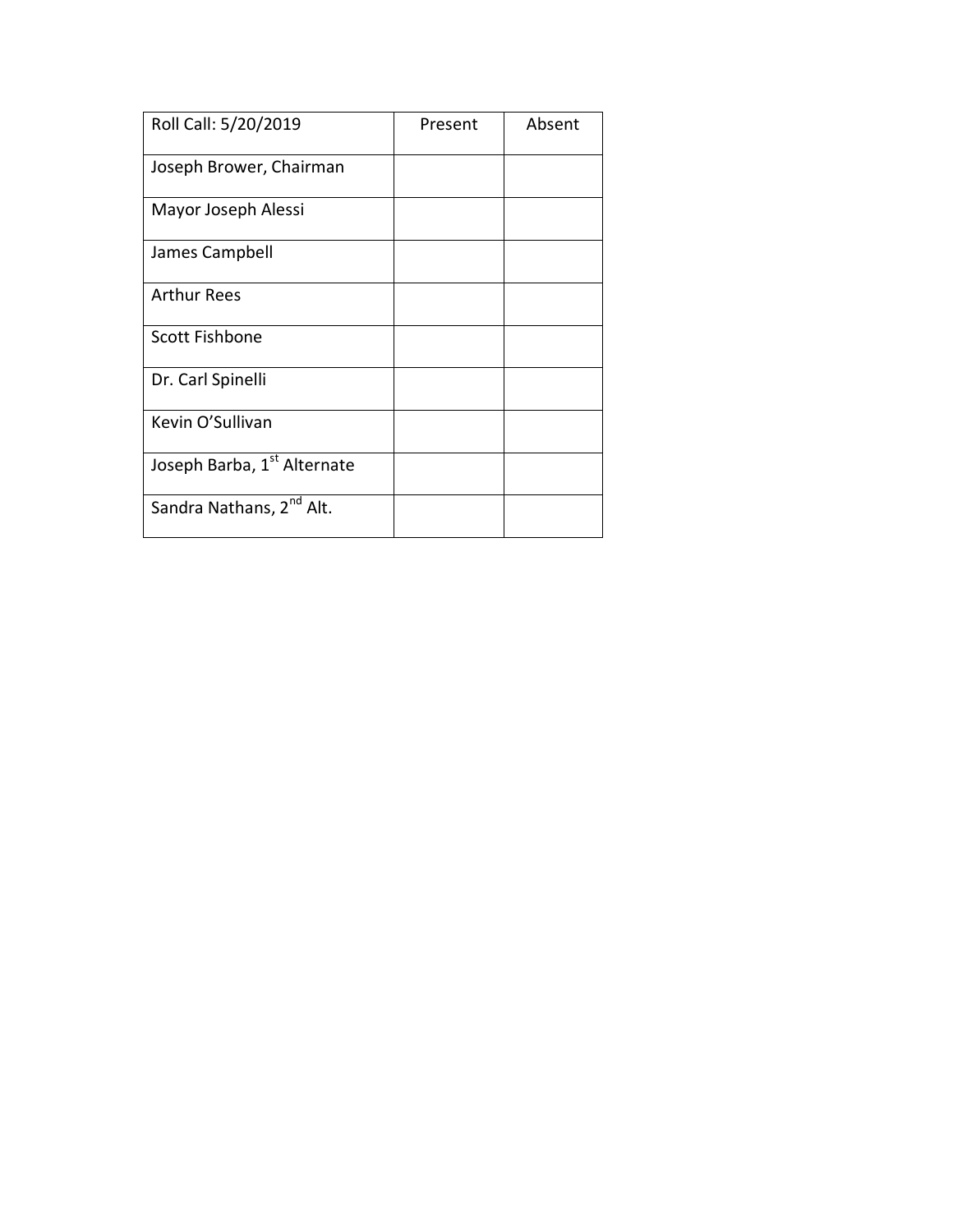| Roll Call: 5/20/2019 | Present | Absent |
|---|---|---|
| Joseph Brower, Chairman | | |
| Mayor Joseph Alessi | | |
| James Campbell | | |
| Arthur Rees | | |
| Scott Fishbone | | |
| Dr. Carl Spinelli | | |
| Kevin O'Sullivan | | |
| Joseph Barba, 1st Alternate | | |
| Sandra Nathans, 2nd Alt. | | |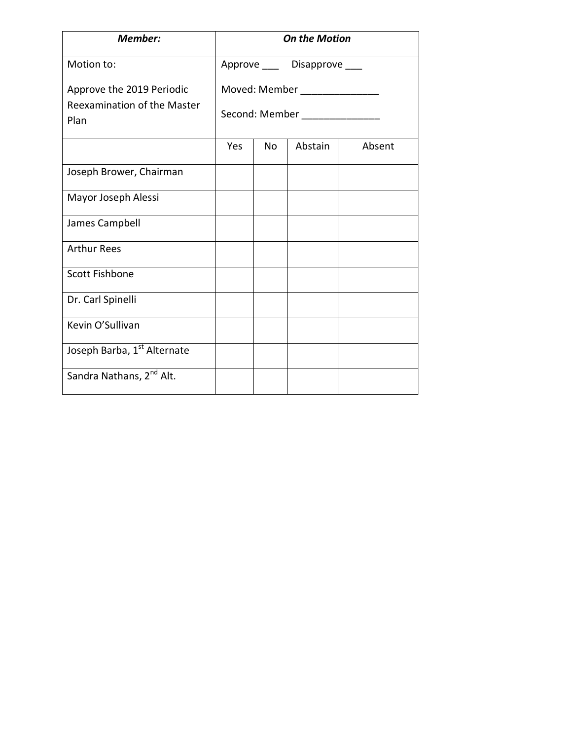| ***Member:*** | ***On the Motion*** | | | |
|---|---|---|---|---|
| Motion to:<br><br>Approve the 2019 Periodic Reexamination of the Master Plan | Approve ___ Disapprove ___<br><br>Moved: Member ______________<br><br>Second: Member ______________ | | | |
| | Yes | No | Abstain | Absent |
| Joseph Brower, Chairman | | | | |
| Mayor Joseph Alessi | | | | |
| James Campbell | | | | |
| Arthur Rees | | | | |
| Scott Fishbone | | | | |
| Dr. Carl Spinelli | | | | |
| Kevin O'Sullivan | | | | |
| Joseph Barba, 1st Alternate | | | | |
| Sandra Nathans, 2nd Alt. | | | | |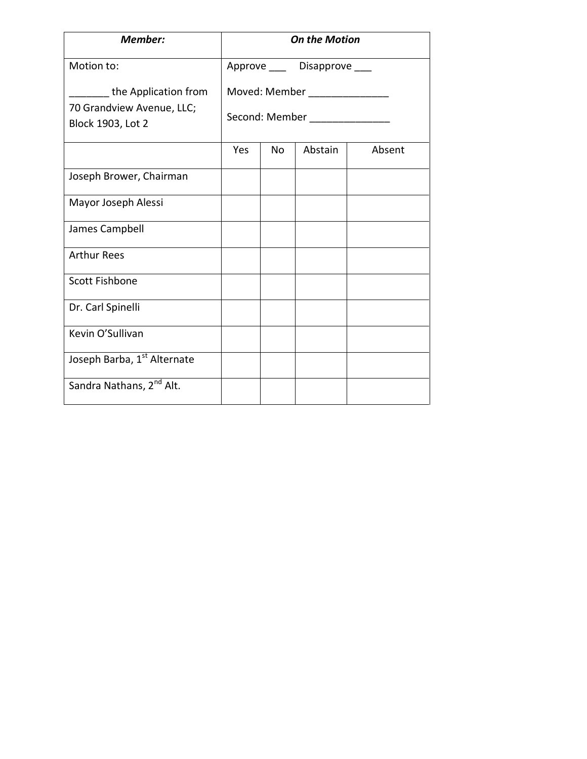| ***Member:*** | ***On the Motion*** | | | |
|---|---|---|---|---|
| Motion to:<br><br>_______ the Application from 70 Grandview Avenue, LLC; Block 1903, Lot 2 | Approve ___ Disapprove ___<br><br>Moved: Member ______________<br><br>Second: Member ______________ | | | |
| | Yes | No | Abstain | Absent |
| Joseph Brower, Chairman | | | | |
| Mayor Joseph Alessi | | | | |
| James Campbell | | | | |
| Arthur Rees | | | | |
| Scott Fishbone | | | | |
| Dr. Carl Spinelli | | | | |
| Kevin O'Sullivan | | | | |
| Joseph Barba, 1st Alternate | | | | |
| Sandra Nathans, 2nd Alt. | | | | |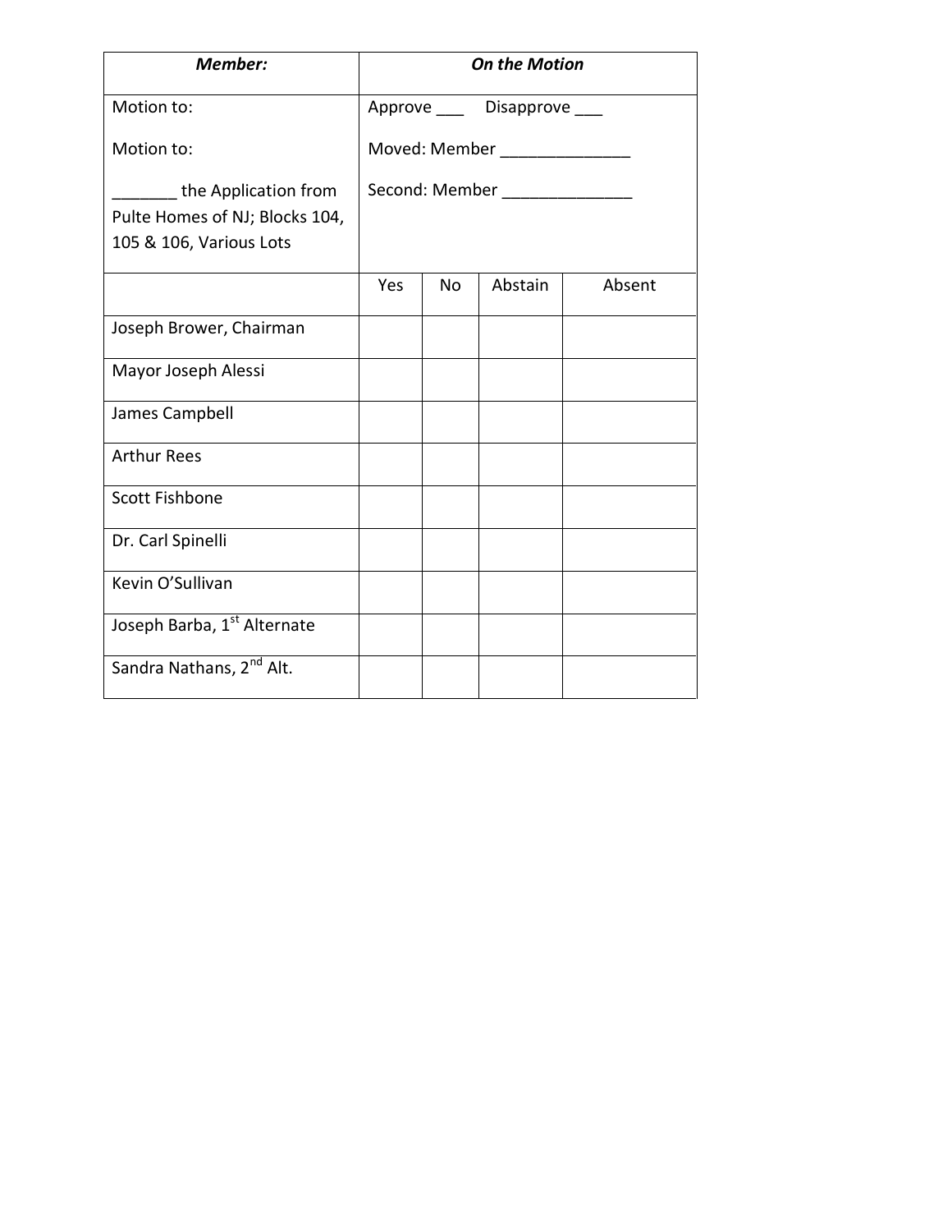| *Member:* | *On the Motion* | | | |
|---|---|---|---|---|
| Motion to:<br><br>Motion to:<br><br>_______ the Application from Pulte Homes of NJ; Blocks 104, 105 & 106, Various Lots | Approve ___ Disapprove ___<br><br>Moved: Member ______________<br><br>Second: Member ______________ | | | |
| | Yes | No | Abstain | Absent |
| Joseph Brower, Chairman | | | | |
| Mayor Joseph Alessi | | | | |
| James Campbell | | | | |
| Arthur Rees | | | | |
| Scott Fishbone | | | | |
| Dr. Carl Spinelli | | | | |
| Kevin O'Sullivan | | | | |
| Joseph Barba, 1st Alternate | | | | |
| Sandra Nathans, 2nd Alt. | | | | |